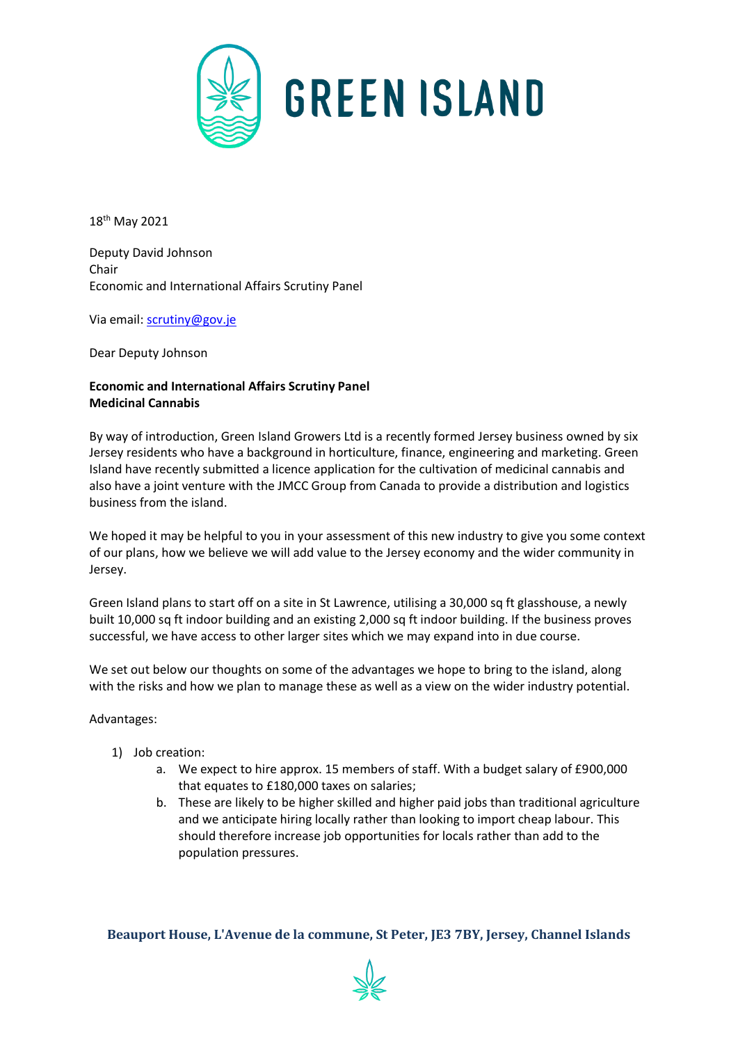# GREEN ISLAND

18th May 2021

Deputy David Johnson
Chair
Economic and International Affairs Scrutiny Panel

Via email: scrutiny@gov.je

Dear Deputy Johnson

**Economic and International Affairs Scrutiny Panel**
**Medicinal Cannabis**

By way of introduction, Green Island Growers Ltd is a recently formed Jersey business owned by six Jersey residents who have a background in horticulture, finance, engineering and marketing. Green Island have recently submitted a licence application for the cultivation of medicinal cannabis and also have a joint venture with the JMCC Group from Canada to provide a distribution and logistics business from the island.

We hoped it may be helpful to you in your assessment of this new industry to give you some context of our plans, how we believe we will add value to the Jersey economy and the wider community in Jersey.

Green Island plans to start off on a site in St Lawrence, utilising a 30,000 sq ft glasshouse, a newly built 10,000 sq ft indoor building and an existing 2,000 sq ft indoor building. If the business proves successful, we have access to other larger sites which we may expand into in due course.

We set out below our thoughts on some of the advantages we hope to bring to the island, along with the risks and how we plan to manage these as well as a view on the wider industry potential.

Advantages:

1) Job creation:
    a. We expect to hire approx. 15 members of staff. With a budget salary of £900,000 that equates to £180,000 taxes on salaries;
    b. These are likely to be higher skilled and higher paid jobs than traditional agriculture and we anticipate hiring locally rather than looking to import cheap labour. This should therefore increase job opportunities for locals rather than add to the population pressures.

**Beauport House, L'Avenue de la commune, St Peter, JE3 7BY, Jersey, Channel Islands**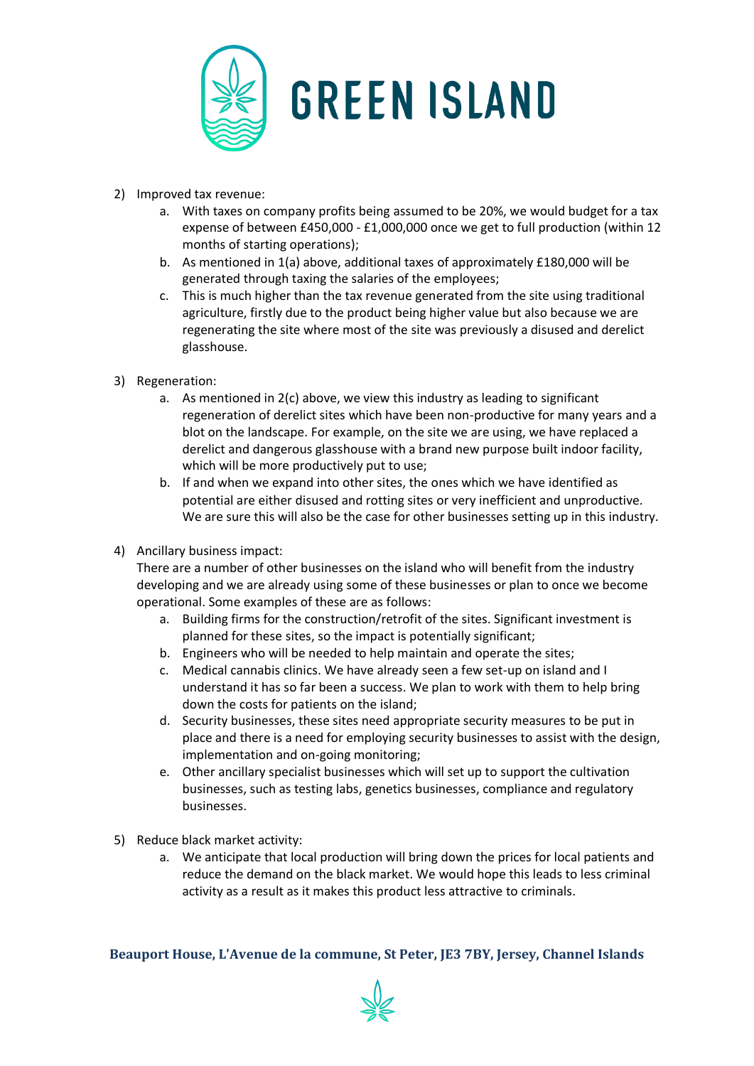2) Improved tax revenue:
    a. With taxes on company profits being assumed to be 20%, we would budget for a tax expense of between £450,000 - £1,000,000 once we get to full production (within 12 months of starting operations);
    b. As mentioned in 1(a) above, additional taxes of approximately £180,000 will be generated through taxing the salaries of the employees;
    c. This is much higher than the tax revenue generated from the site using traditional agriculture, firstly due to the product being higher value but also because we are regenerating the site where most of the site was previously a disused and derelict glasshouse.

3) Regeneration:
    a. As mentioned in 2(c) above, we view this industry as leading to significant regeneration of derelict sites which have been non-productive for many years and a blot on the landscape. For example, on the site we are using, we have replaced a derelict and dangerous glasshouse with a brand new purpose built indoor facility, which will be more productively put to use;
    b. If and when we expand into other sites, the ones which we have identified as potential are either disused and rotting sites or very inefficient and unproductive. We are sure this will also be the case for other businesses setting up in this industry.

4) Ancillary business impact:
   There are a number of other businesses on the island who will benefit from the industry developing and we are already using some of these businesses or plan to once we become operational. Some examples of these are as follows:
    a. Building firms for the construction/retrofit of the sites. Significant investment is planned for these sites, so the impact is potentially significant;
    b. Engineers who will be needed to help maintain and operate the sites;
    c. Medical cannabis clinics. We have already seen a few set-up on island and I understand it has so far been a success. We plan to work with them to help bring down the costs for patients on the island;
    d. Security businesses, these sites need appropriate security measures to be put in place and there is a need for employing security businesses to assist with the design, implementation and on-going monitoring;
    e. Other ancillary specialist businesses which will set up to support the cultivation businesses, such as testing labs, genetics businesses, compliance and regulatory businesses.

5) Reduce black market activity:
    a. We anticipate that local production will bring down the prices for local patients and reduce the demand on the black market. We would hope this leads to less criminal activity as a result as it makes this product less attractive to criminals.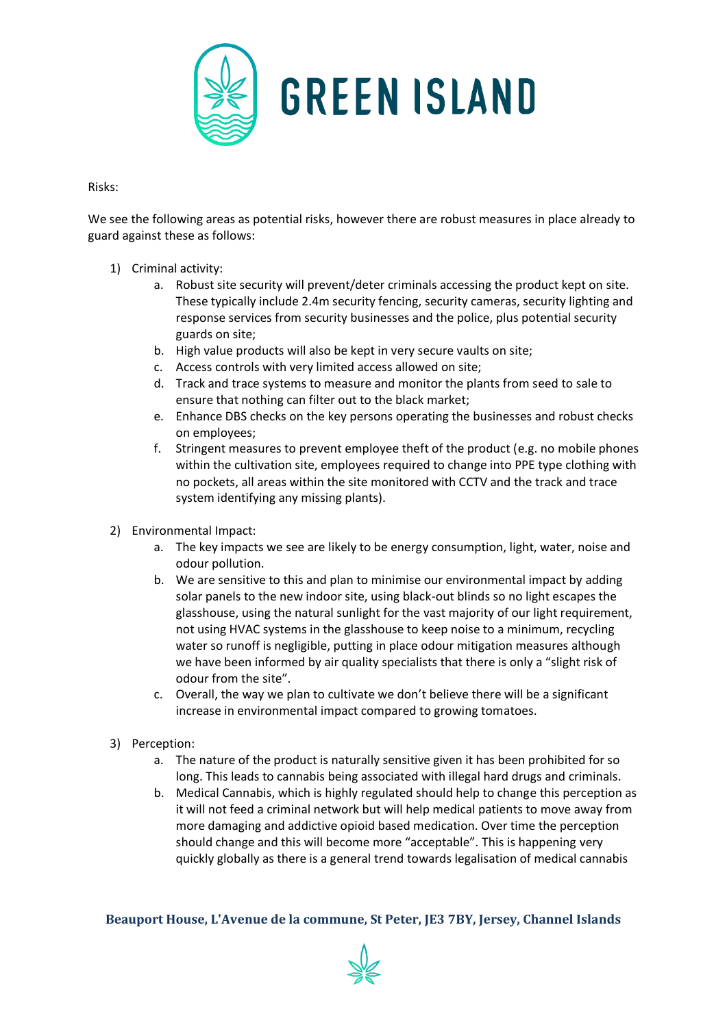Risks:

We see the following areas as potential risks, however there are robust measures in place already to guard against these as follows:

1) Criminal activity:
    a. Robust site security will prevent/deter criminals accessing the product kept on site. These typically include 2.4m security fencing, security cameras, security lighting and response services from security businesses and the police, plus potential security guards on site;
    b. High value products will also be kept in very secure vaults on site;
    c. Access controls with very limited access allowed on site;
    d. Track and trace systems to measure and monitor the plants from seed to sale to ensure that nothing can filter out to the black market;
    e. Enhance DBS checks on the key persons operating the businesses and robust checks on employees;
    f. Stringent measures to prevent employee theft of the product (e.g. no mobile phones within the cultivation site, employees required to change into PPE type clothing with no pockets, all areas within the site monitored with CCTV and the track and trace system identifying any missing plants).

2) Environmental Impact:
    a. The key impacts we see are likely to be energy consumption, light, water, noise and odour pollution.
    b. We are sensitive to this and plan to minimise our environmental impact by adding solar panels to the new indoor site, using black-out blinds so no light escapes the glasshouse, using the natural sunlight for the vast majority of our light requirement, not using HVAC systems in the glasshouse to keep noise to a minimum, recycling water so runoff is negligible, putting in place odour mitigation measures although we have been informed by air quality specialists that there is only a "slight risk of odour from the site".
    c. Overall, the way we plan to cultivate we don't believe there will be a significant increase in environmental impact compared to growing tomatoes.

3) Perception:
    a. The nature of the product is naturally sensitive given it has been prohibited for so long. This leads to cannabis being associated with illegal hard drugs and criminals.
    b. Medical Cannabis, which is highly regulated should help to change this perception as it will not feed a criminal network but will help medical patients to move away from more damaging and addictive opioid based medication. Over time the perception should change and this will become more "acceptable". This is happening very quickly globally as there is a general trend towards legalisation of medical cannabis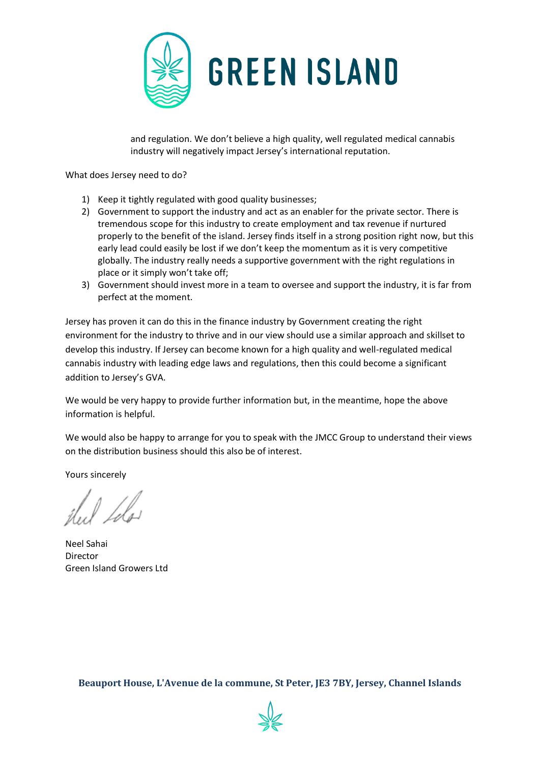and regulation. We don't believe a high quality, well regulated medical cannabis industry will negatively impact Jersey's international reputation.

What does Jersey need to do?

1) Keep it tightly regulated with good quality businesses;
2) Government to support the industry and act as an enabler for the private sector. There is tremendous scope for this industry to create employment and tax revenue if nurtured properly to the benefit of the island. Jersey finds itself in a strong position right now, but this early lead could easily be lost if we don't keep the momentum as it is very competitive globally. The industry really needs a supportive government with the right regulations in place or it simply won't take off;
3) Government should invest more in a team to oversee and support the industry, it is far from perfect at the moment.

Jersey has proven it can do this in the finance industry by Government creating the right environment for the industry to thrive and in our view should use a similar approach and skillset to develop this industry. If Jersey can become known for a high quality and well-regulated medical cannabis industry with leading edge laws and regulations, then this could become a significant addition to Jersey's GVA.

We would be very happy to provide further information but, in the meantime, hope the above information is helpful.

We would also be happy to arrange for you to speak with the JMCC Group to understand their views on the distribution business should this also be of interest.

Yours sincerely

Neel Sahai
Director
Green Island Growers Ltd

**Beauport House, L'Avenue de la commune, St Peter, JE3 7BY, Jersey, Channel Islands**